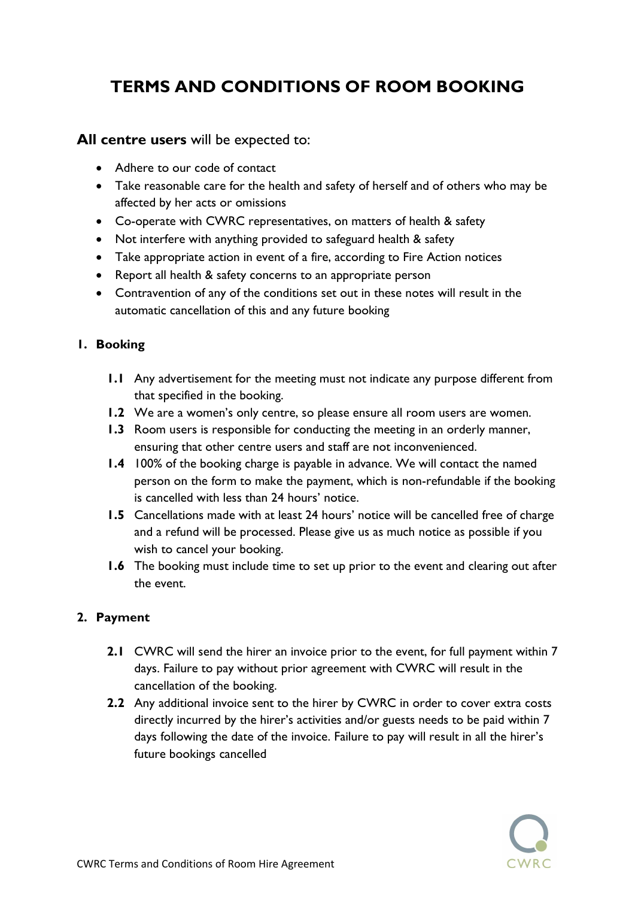# TERMS AND CONDITIONS OF ROOM BOOKING

**All centre users** will be expected to:

- Adhere to our code of contact
- Take reasonable care for the health and safety of herself and of others who may be affected by her acts or omissions
- Co-operate with CWRC representatives, on matters of health & safety
- Not interfere with anything provided to safeguard health & safety
- Take appropriate action in event of a fire, according to Fire Action notices
- Report all health & safety concerns to an appropriate person
- Contravention of any of the conditions set out in these notes will result in the automatic cancellation of this and any future booking

## 1. Booking

**1.1** Any advertisement for the meeting must not indicate any purpose different from that specified in the booking.

**1.2** We are a women's only centre, so please ensure all room users are women.

**1.3** Room users is responsible for conducting the meeting in an orderly manner, ensuring that other centre users and staff are not inconvenienced.

**1.4** 100% of the booking charge is payable in advance. We will contact the named person on the form to make the payment, which is non-refundable if the booking is cancelled with less than 24 hours' notice.

**1.5** Cancellations made with at least 24 hours' notice will be cancelled free of charge and a refund will be processed. Please give us as much notice as possible if you wish to cancel your booking.

**1.6** The booking must include time to set up prior to the event and clearing out after the event.

## 2. Payment

**2.1** CWRC will send the hirer an invoice prior to the event, for full payment within 7 days. Failure to pay without prior agreement with CWRC will result in the cancellation of the booking.

**2.2** Any additional invoice sent to the hirer by CWRC in order to cover extra costs directly incurred by the hirer's activities and/or guests needs to be paid within 7 days following the date of the invoice. Failure to pay will result in all the hirer's future bookings cancelled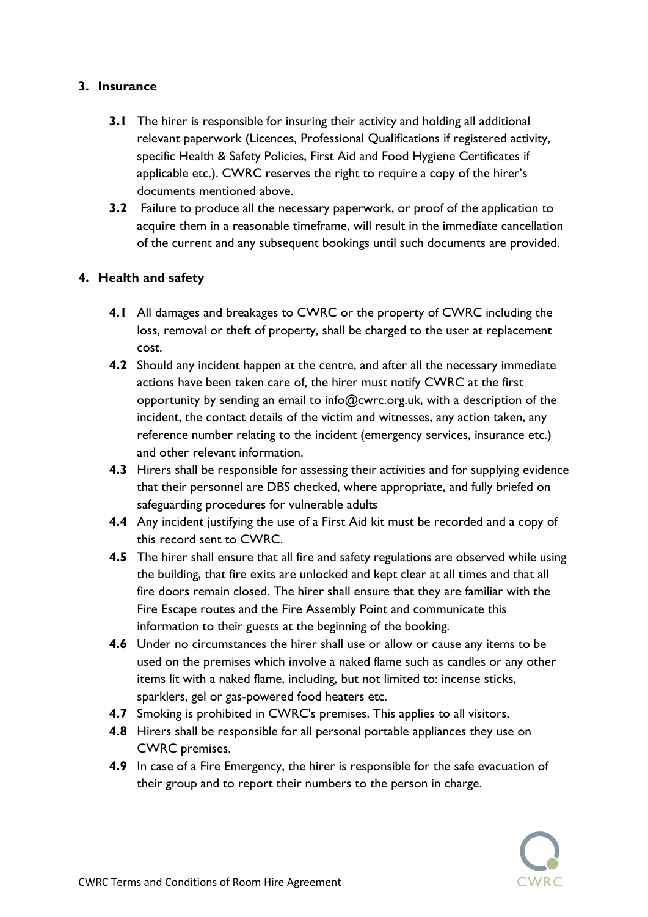## 3. Insurance

**3.1** The hirer is responsible for insuring their activity and holding all additional relevant paperwork (Licences, Professional Qualifications if registered activity, specific Health & Safety Policies, First Aid and Food Hygiene Certificates if applicable etc.). CWRC reserves the right to require a copy of the hirer's documents mentioned above.

**3.2** Failure to produce all the necessary paperwork, or proof of the application to acquire them in a reasonable timeframe, will result in the immediate cancellation of the current and any subsequent bookings until such documents are provided.

## 4. Health and safety

**4.1** All damages and breakages to CWRC or the property of CWRC including the loss, removal or theft of property, shall be charged to the user at replacement cost.

**4.2** Should any incident happen at the centre, and after all the necessary immediate actions have been taken care of, the hirer must notify CWRC at the first opportunity by sending an email to info@cwrc.org.uk, with a description of the incident, the contact details of the victim and witnesses, any action taken, any reference number relating to the incident (emergency services, insurance etc.) and other relevant information.

**4.3** Hirers shall be responsible for assessing their activities and for supplying evidence that their personnel are DBS checked, where appropriate, and fully briefed on safeguarding procedures for vulnerable adults

**4.4** Any incident justifying the use of a First Aid kit must be recorded and a copy of this record sent to CWRC.

**4.5** The hirer shall ensure that all fire and safety regulations are observed while using the building, that fire exits are unlocked and kept clear at all times and that all fire doors remain closed. The hirer shall ensure that they are familiar with the Fire Escape routes and the Fire Assembly Point and communicate this information to their guests at the beginning of the booking.

**4.6** Under no circumstances the hirer shall use or allow or cause any items to be used on the premises which involve a naked flame such as candles or any other items lit with a naked flame, including, but not limited to: incense sticks, sparklers, gel or gas-powered food heaters etc.

**4.7** Smoking is prohibited in CWRC's premises. This applies to all visitors.

**4.8** Hirers shall be responsible for all personal portable appliances they use on CWRC premises.

**4.9** In case of a Fire Emergency, the hirer is responsible for the safe evacuation of their group and to report their numbers to the person in charge.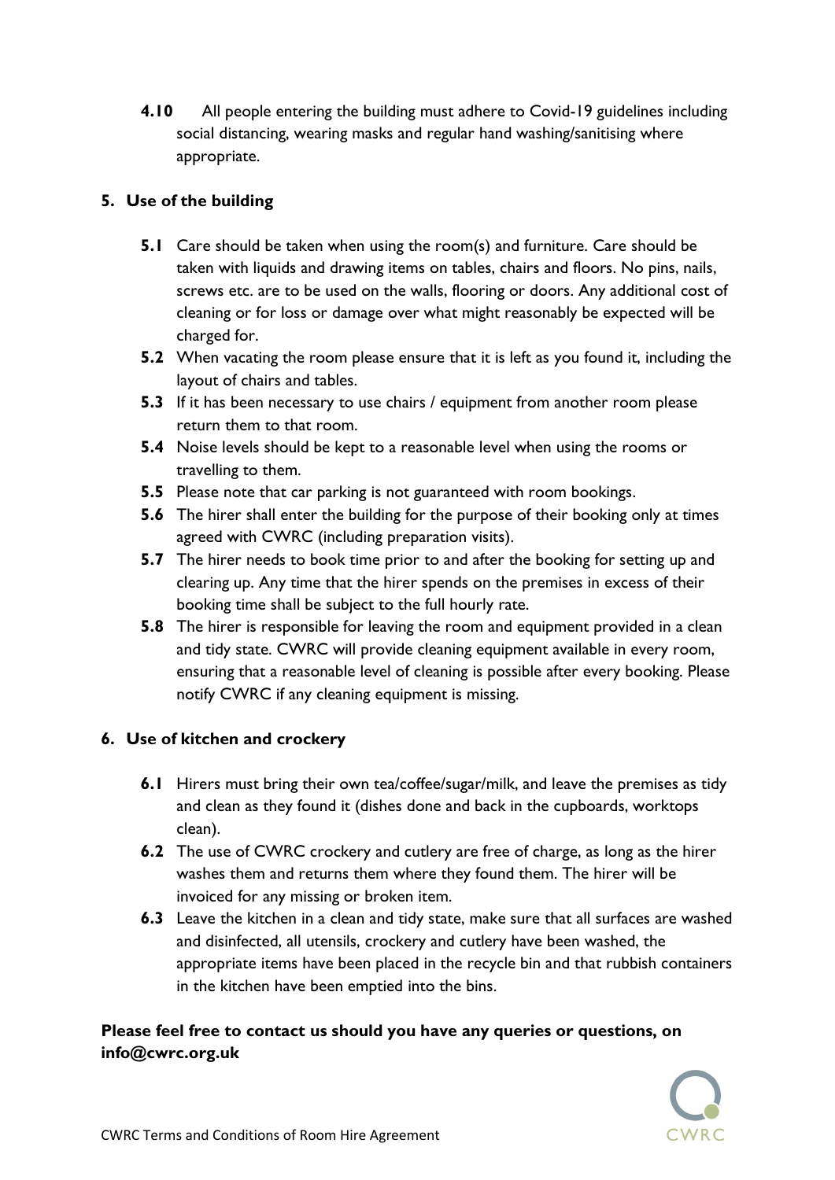**4.10** All people entering the building must adhere to Covid-19 guidelines including social distancing, wearing masks and regular hand washing/sanitising where appropriate.

## 5. Use of the building

- **5.1** Care should be taken when using the room(s) and furniture. Care should be taken with liquids and drawing items on tables, chairs and floors. No pins, nails, screws etc. are to be used on the walls, flooring or doors. Any additional cost of cleaning or for loss or damage over what might reasonably be expected will be charged for.
- **5.2** When vacating the room please ensure that it is left as you found it, including the layout of chairs and tables.
- **5.3** If it has been necessary to use chairs / equipment from another room please return them to that room.
- **5.4** Noise levels should be kept to a reasonable level when using the rooms or travelling to them.
- **5.5** Please note that car parking is not guaranteed with room bookings.
- **5.6** The hirer shall enter the building for the purpose of their booking only at times agreed with CWRC (including preparation visits).
- **5.7** The hirer needs to book time prior to and after the booking for setting up and clearing up. Any time that the hirer spends on the premises in excess of their booking time shall be subject to the full hourly rate.
- **5.8** The hirer is responsible for leaving the room and equipment provided in a clean and tidy state. CWRC will provide cleaning equipment available in every room, ensuring that a reasonable level of cleaning is possible after every booking. Please notify CWRC if any cleaning equipment is missing.

## 6. Use of kitchen and crockery

- **6.1** Hirers must bring their own tea/coffee/sugar/milk, and leave the premises as tidy and clean as they found it (dishes done and back in the cupboards, worktops clean).
- **6.2** The use of CWRC crockery and cutlery are free of charge, as long as the hirer washes them and returns them where they found them. The hirer will be invoiced for any missing or broken item.
- **6.3** Leave the kitchen in a clean and tidy state, make sure that all surfaces are washed and disinfected, all utensils, crockery and cutlery have been washed, the appropriate items have been placed in the recycle bin and that rubbish containers in the kitchen have been emptied into the bins.

**Please feel free to contact us should you have any queries or questions, on info@cwrc.org.uk**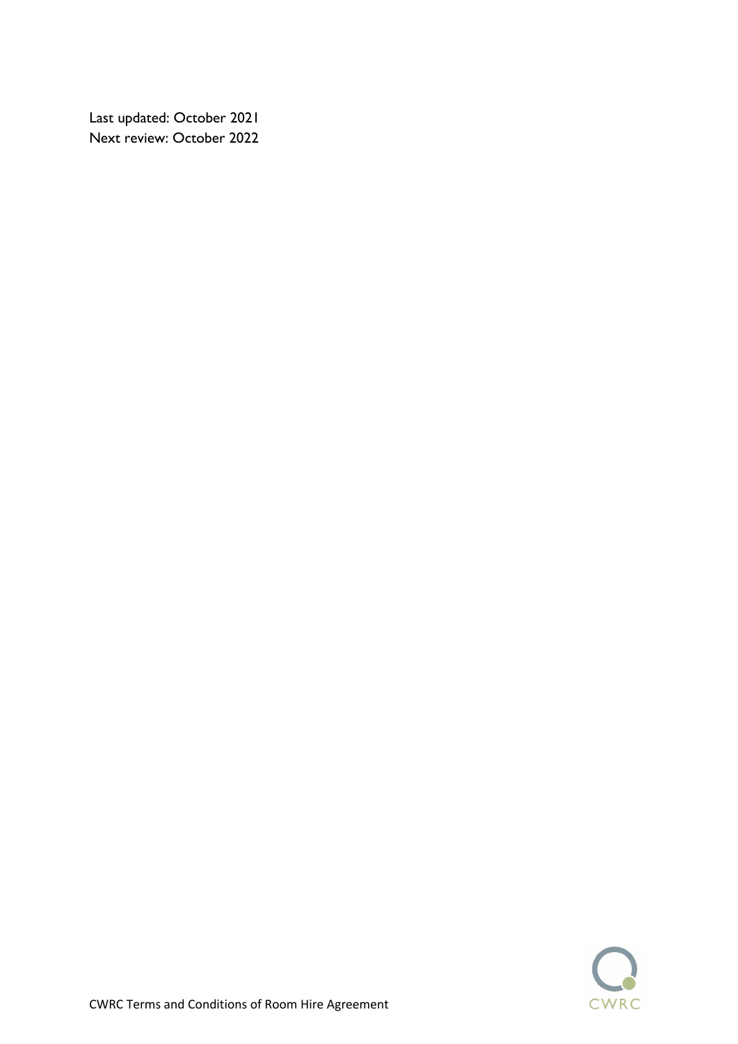Last updated: October 2021
Next review: October 2022